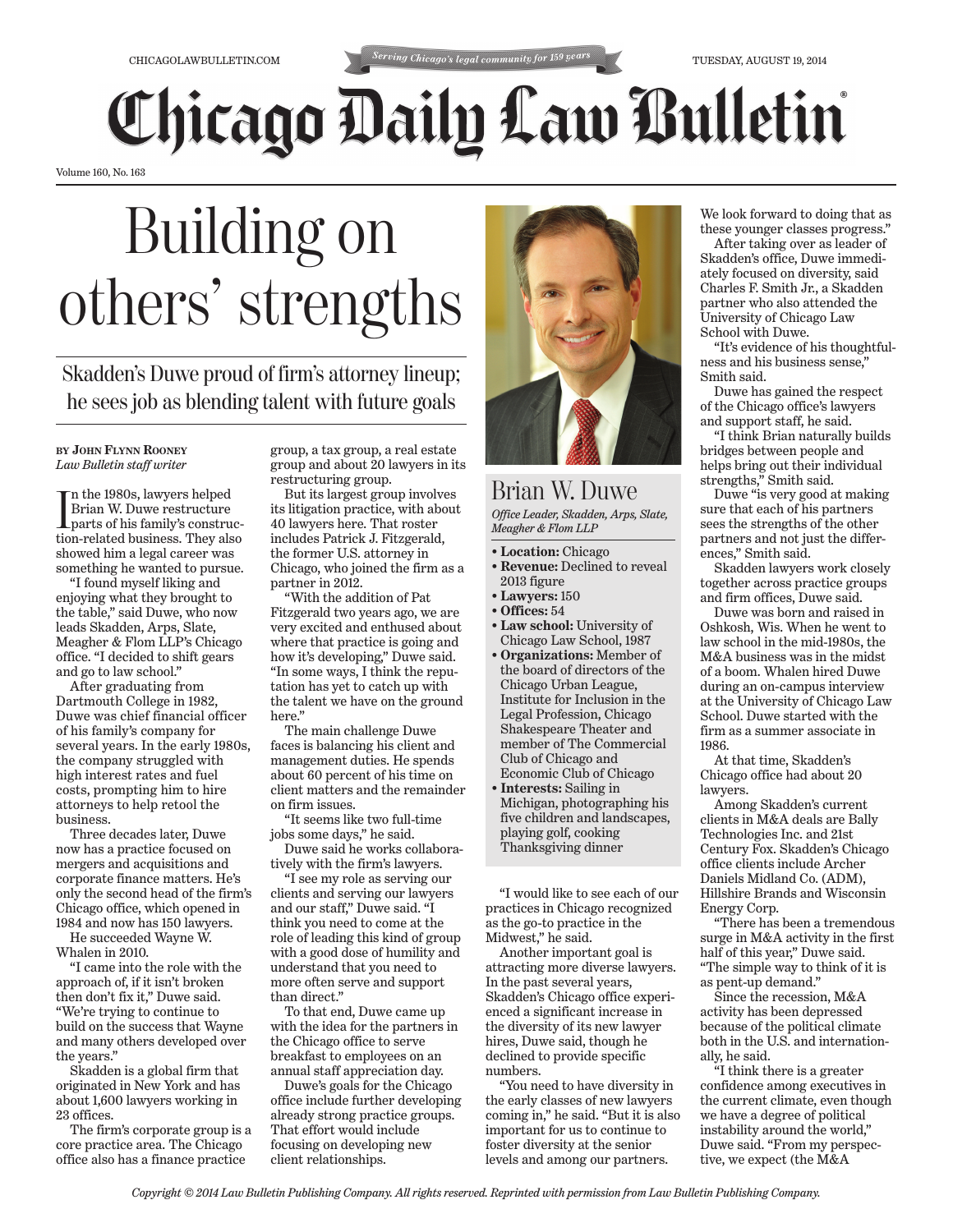# Building on others' strengths

## Skadden's Duwe proud of firm's attorney lineup; he sees job as blending talent with future goals

**BY JOHN FLYNN ROONEY**
*Law Bulletin staff writer*

In the 1980s, lawyers helped Brian W. Duwe restructure parts of his family's construction-related business. They also showed him a legal career was something he wanted to pursue.

"I found myself liking and enjoying what they brought to the table," said Duwe, who now leads Skadden, Arps, Slate, Meagher & Flom LLP's Chicago office. "I decided to shift gears and go to law school."

After graduating from Dartmouth College in 1982, Duwe was chief financial officer of his family's company for several years. In the early 1980s, the company struggled with high interest rates and fuel costs, prompting him to hire attorneys to help retool the business.

Three decades later, Duwe now has a practice focused on mergers and acquisitions and corporate finance matters. He's only the second head of the firm's Chicago office, which opened in 1984 and now has 150 lawyers.

He succeeded Wayne W. Whalen in 2010.

"I came into the role with the approach of, if it isn't broken then don't fix it," Duwe said. "We're trying to continue to build on the success that Wayne and many others developed over the years."

Skadden is a global firm that originated in New York and has about 1,600 lawyers working in 23 offices.

The firm's corporate group is a core practice area. The Chicago office also has a finance practice group, a tax group, a real estate group and about 20 lawyers in its restructuring group.

But its largest group involves its litigation practice, with about 40 lawyers here. That roster includes Patrick J. Fitzgerald, the former U.S. attorney in Chicago, who joined the firm as a partner in 2012.

"With the addition of Pat Fitzgerald two years ago, we are very excited and enthused about where that practice is going and how it's developing," Duwe said. "In some ways, I think the reputation has yet to catch up with the talent we have on the ground here."

The main challenge Duwe faces is balancing his client and management duties. He spends about 60 percent of his time on client matters and the remainder on firm issues.

"It seems like two full-time jobs some days," he said.

Duwe said he works collaboratively with the firm's lawyers.

"I see my role as serving our clients and serving our lawyers and our staff," Duwe said. "I think you need to come at the role of leading this kind of group with a good dose of humility and understand that you need to more often serve and support than direct."

To that end, Duwe came up with the idea for the partners in the Chicago office to serve breakfast to employees on an annual staff appreciation day.

Duwe's goals for the Chicago office include further developing already strong practice groups. That effort would include focusing on developing new client relationships.

### Brian W. Duwe

*Office Leader, Skadden, Arps, Slate, Meagher & Flom LLP*

- **Location:** Chicago
- **Revenue:** Declined to reveal 2013 figure
- **Lawyers:** 150
- **Offices:** 54
- **Law school:** University of Chicago Law School, 1987
- **Organizations:** Member of the board of directors of the Chicago Urban League, Institute for Inclusion in the Legal Profession, Chicago Shakespeare Theater and member of The Commercial Club of Chicago and Economic Club of Chicago
- **Interests:** Sailing in Michigan, photographing his five children and landscapes, playing golf, cooking Thanksgiving dinner

"I would like to see each of our practices in Chicago recognized as the go-to practice in the Midwest," he said.

Another important goal is attracting more diverse lawyers. In the past several years, Skadden's Chicago office experienced a significant increase in the diversity of its new lawyer hires, Duwe said, though he declined to provide specific numbers.

"You need to have diversity in the early classes of new lawyers coming in," he said. "But it is also important for us to continue to foster diversity at the senior levels and among our partners. We look forward to doing that as these younger classes progress."

After taking over as leader of Skadden's office, Duwe immediately focused on diversity, said Charles F. Smith Jr., a Skadden partner who also attended the University of Chicago Law School with Duwe.

"It's evidence of his thoughtfulness and his business sense," Smith said.

Duwe has gained the respect of the Chicago office's lawyers and support staff, he said.

"I think Brian naturally builds bridges between people and helps bring out their individual strengths," Smith said.

Duwe "is very good at making sure that each of his partners sees the strengths of the other partners and not just the differences," Smith said.

Skadden lawyers work closely together across practice groups and firm offices, Duwe said.

Duwe was born and raised in Oshkosh, Wis. When he went to law school in the mid-1980s, the M&A business was in the midst of a boom. Whalen hired Duwe during an on-campus interview at the University of Chicago Law School. Duwe started with the firm as a summer associate in 1986.

At that time, Skadden's Chicago office had about 20 lawyers.

Among Skadden's current clients in M&A deals are Bally Technologies Inc. and 21st Century Fox. Skadden's Chicago office clients include Archer Daniels Midland Co. (ADM), Hillshire Brands and Wisconsin Energy Corp.

"There has been a tremendous surge in M&A activity in the first half of this year," Duwe said. "The simple way to think of it is as pent-up demand."

Since the recession, M&A activity has been depressed because of the political climate both in the U.S. and internationally, he said.

"I think there is a greater confidence among executives in the current climate, even though we have a degree of political instability around the world," Duwe said. "From my perspective, we expect (the M&A

*Copyright © 2014 Law Bulletin Publishing Company. All rights reserved. Reprinted with permission from Law Bulletin Publishing Company.*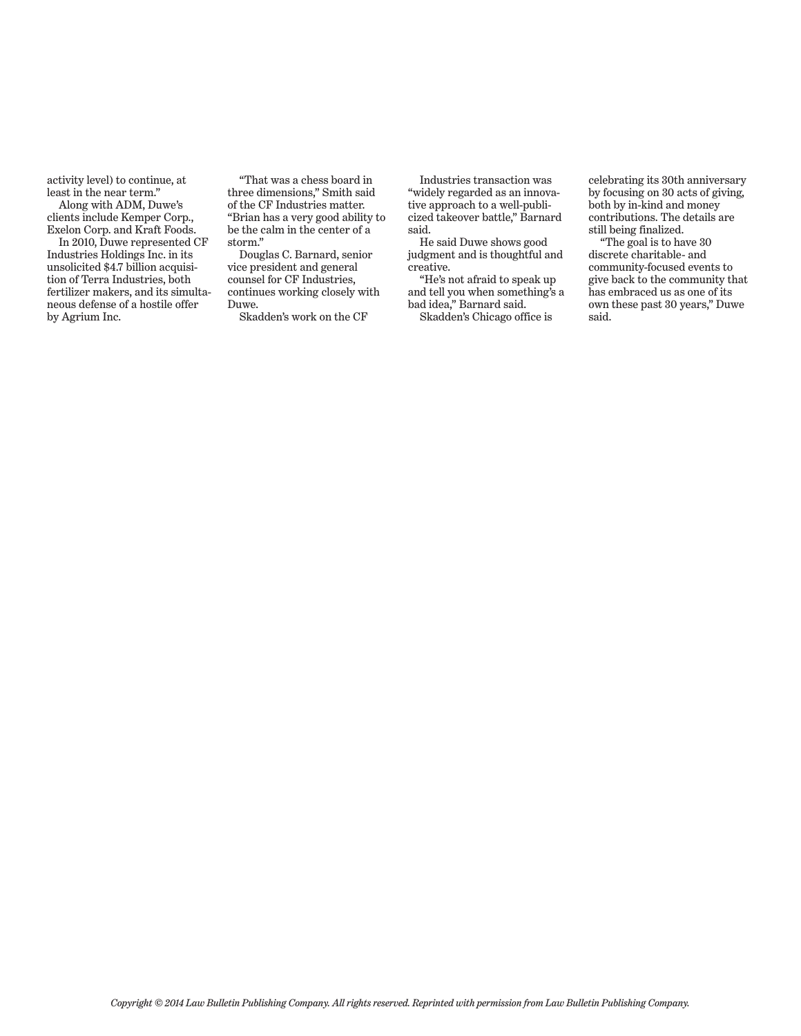activity level) to continue, at least in the near term."

Along with ADM, Duwe's clients include Kemper Corp., Exelon Corp. and Kraft Foods.

In 2010, Duwe represented CF Industries Holdings Inc. in its unsolicited $4.7 billion acquisition of Terra Industries, both fertilizer makers, and its simultaneous defense of a hostile offer by Agrium Inc.

"That was a chess board in three dimensions," Smith said of the CF Industries matter. "Brian has a very good ability to be the calm in the center of a storm."

Douglas C. Barnard, senior vice president and general counsel for CF Industries, continues working closely with Duwe.

Skadden's work on the CF Industries transaction was "widely regarded as an innovative approach to a well-publicized takeover battle," Barnard said.

He said Duwe shows good judgment and is thoughtful and creative.

"He's not afraid to speak up and tell you when something's a bad idea," Barnard said.

Skadden's Chicago office is celebrating its 30th anniversary by focusing on 30 acts of giving, both by in-kind and money contributions. The details are still being finalized.

"The goal is to have 30 discrete charitable- and community-focused events to give back to the community that has embraced us as one of its own these past 30 years," Duwe said.

*Copyright © 2014 Law Bulletin Publishing Company. All rights reserved. Reprinted with permission from Law Bulletin Publishing Company.*